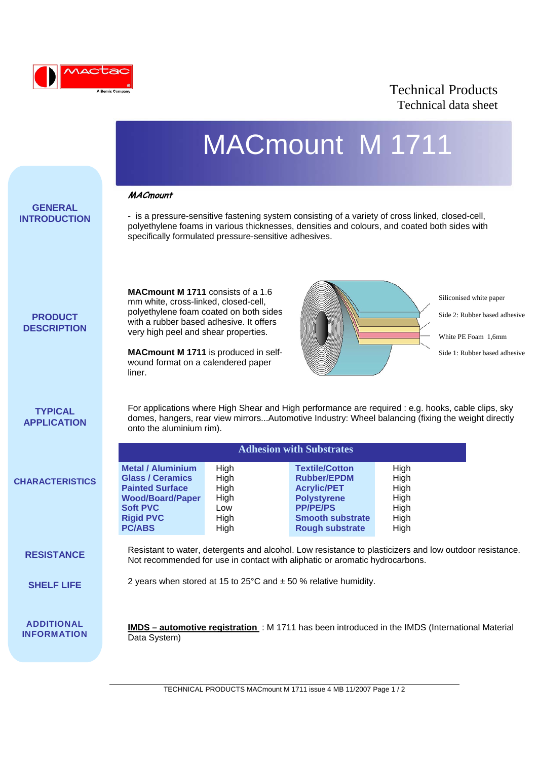Technical Products
Technical data sheet

# MACmount M 1711

## GENERAL INTRODUCTION

***MACmount***

- is a pressure-sensitive fastening system consisting of a variety of cross linked, closed-cell, polyethylene foams in various thicknesses, densities and colours, and coated both sides with specifically formulated pressure-sensitive adhesives.

## PRODUCT DESCRIPTION

**MACmount M 1711** consists of a 1.6 mm white, cross-linked, closed-cell, polyethylene foam coated on both sides with a rubber based adhesive. It offers very high peel and shear properties.

**MACmount M 1711** is produced in self-wound format on a calendered paper liner.

Siliconised white paper
Side 2: Rubber based adhesive
White PE Foam 1,6mm
Side 1: Rubber based adhesive

## TYPICAL APPLICATION

For applications where High Shear and High performance are required : e.g. hooks, cable clips, sky domes, hangers, rear view mirrors...Automotive Industry: Wheel balancing (fixing the weight directly onto the aluminium rim).

## CHARACTERISTICS

**Adhesion with Substrates**

| Substrate | Adhesion | Substrate | Adhesion |
|---|---|---|---|
| **Metal / Aluminium** | High | **Textile/Cotton** | High |
| **Glass / Ceramics** | High | **Rubber/EPDM** | High |
| **Painted Surface** | High | **Acrylic/PET** | High |
| **Wood/Board/Paper** | High | **Polystyrene** | High |
| **Soft PVC** | Low | **PP/PE/PS** | High |
| **Rigid PVC** | High | **Smooth substrate** | High |
| **PC/ABS** | High | **Rough substrate** | High |

## RESISTANCE

Resistant to water, detergents and alcohol. Low resistance to plasticizers and low outdoor resistance. Not recommended for use in contact with aliphatic or aromatic hydrocarbons.

## SHELF LIFE

2 years when stored at 15 to 25°C and ± 50 % relative humidity.

## ADDITIONAL INFORMATION

**IMDS – automotive registration** : M 1711 has been introduced in the IMDS (International Material Data System)

TECHNICAL PRODUCTS MACmount M 1711 issue 4 MB 11/2007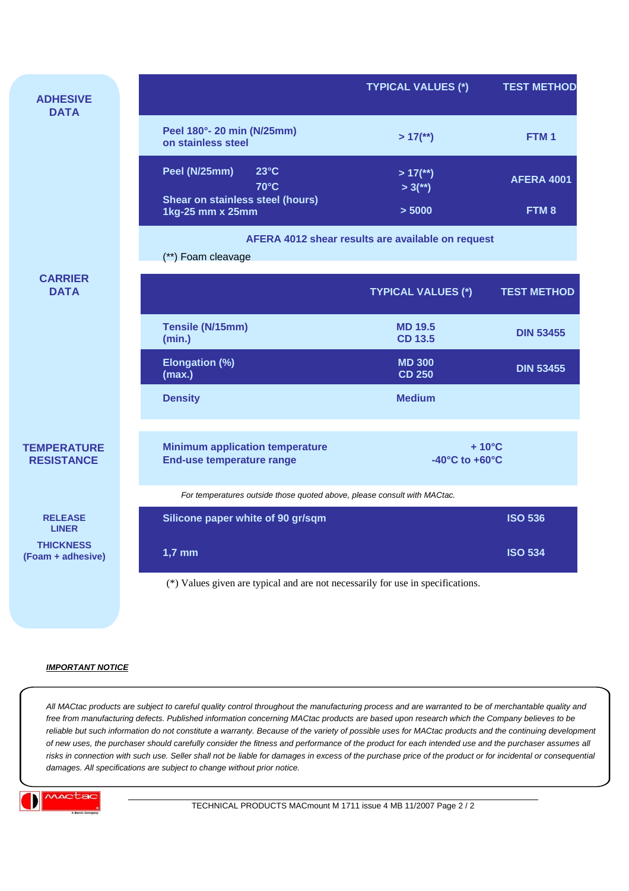## ADHESIVE DATA

| | TYPICAL VALUES (*) | TEST METHOD |
|---|---|---|
| Peel 180°- 20 min (N/25mm) on stainless steel | > 17(**) | FTM 1 |
| Peel (N/25mm) 23°C | > 17(**) | AFERA 4001 |
| 70°C | > 3(**) | |
| Shear on stainless steel (hours) 1kg-25 mm x 25mm | > 5000 | FTM 8 |

AFERA 4012 shear results are available on request

(**) Foam cleavage

## CARRIER DATA

| | TYPICAL VALUES (*) | TEST METHOD |
|---|---|---|
| Tensile (N/15mm) (min.) | MD 19.5<br>CD 13.5 | DIN 53455 |
| Elongation (%) (max.) | MD 300<br>CD 250 | DIN 53455 |
| Density | Medium | |

## TEMPERATURE RESISTANCE

| | |
|---|---|
| Minimum application temperature | + 10°C |
| End-use temperature range | -40°C to +60°C |

*For temperatures outside those quoted above, please consult with MACtac.*

| | | |
|---|---|---|
| RELEASE LINER | Silicone paper white of 90 gr/sqm | ISO 536 |
| THICKNESS (Foam + adhesive) | 1,7 mm | ISO 534 |

(*) Values given are typical and are not necessarily for use in specifications.

***IMPORTANT NOTICE***

*All MACtac products are subject to careful quality control throughout the manufacturing process and are warranted to be of merchantable quality and free from manufacturing defects. Published information concerning MACtac products are based upon research which the Company believes to be reliable but such information do not constitute a warranty. Because of the variety of possible uses for MACtac products and the continuing development of new uses, the purchaser should carefully consider the fitness and performance of the product for each intended use and the purchaser assumes all risks in connection with such use. Seller shall not be liable for damages in excess of the purchase price of the product or for incidental or consequential damages. All specifications are subject to change without prior notice.*

TECHNICAL PRODUCTS MACmount M 1711 issue 4 MB 11/2007